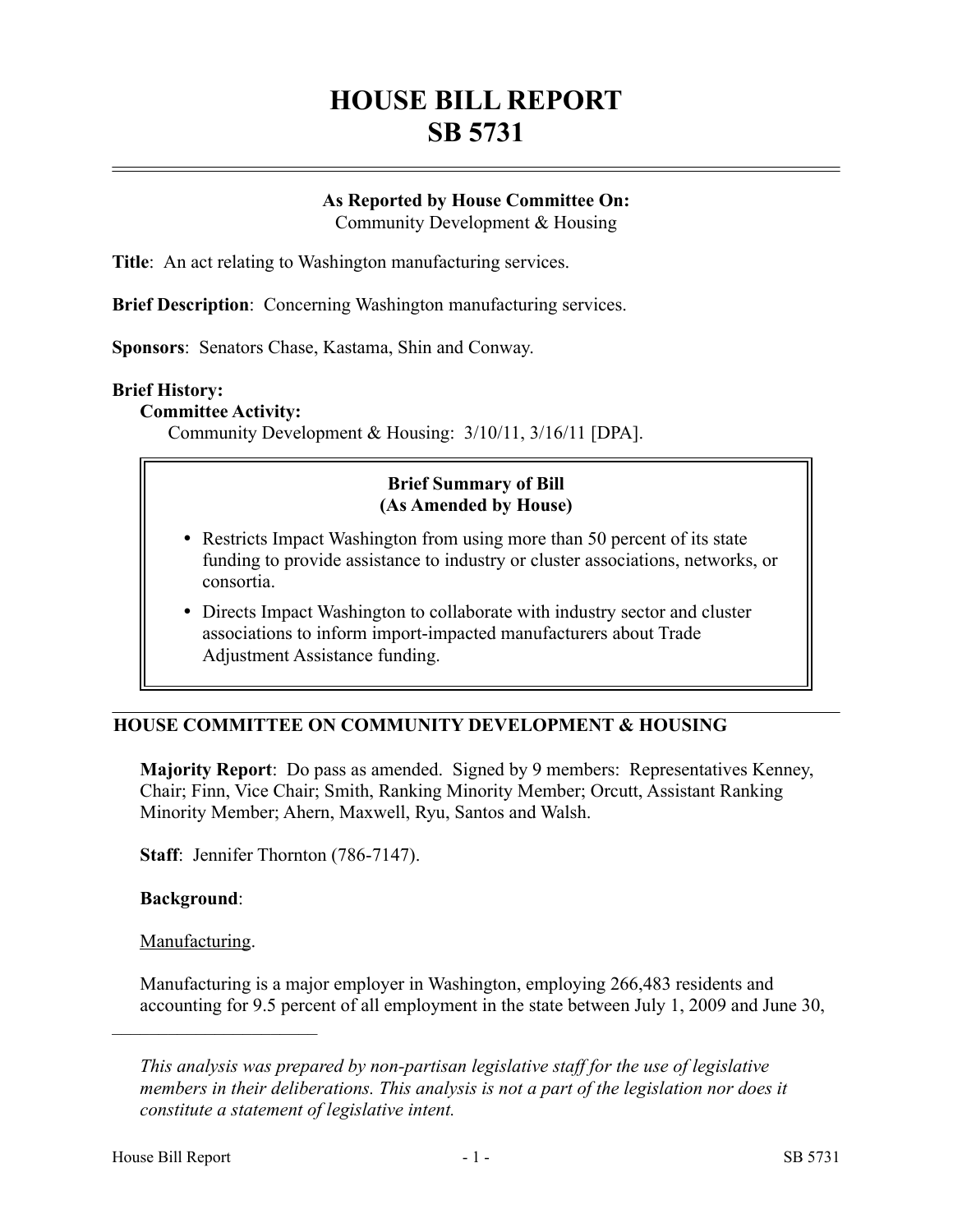# HOUSE BILL REPORT
# SB 5731

**As Reported by House Committee On:**
Community Development & Housing

**Title**: An act relating to Washington manufacturing services.

**Brief Description**: Concerning Washington manufacturing services.

**Sponsors**: Senators Chase, Kastama, Shin and Conway.

**Brief History:**

**Committee Activity:**

Community Development & Housing: 3/10/11, 3/16/11 [DPA].

**Brief Summary of Bill**
**(As Amended by House)**

- Restricts Impact Washington from using more than 50 percent of its state funding to provide assistance to industry or cluster associations, networks, or consortia.
- Directs Impact Washington to collaborate with industry sector and cluster associations to inform import-impacted manufacturers about Trade Adjustment Assistance funding.

## HOUSE COMMITTEE ON COMMUNITY DEVELOPMENT & HOUSING

**Majority Report**: Do pass as amended. Signed by 9 members: Representatives Kenney, Chair; Finn, Vice Chair; Smith, Ranking Minority Member; Orcutt, Assistant Ranking Minority Member; Ahern, Maxwell, Ryu, Santos and Walsh.

**Staff**: Jennifer Thornton (786-7147).

**Background**:

Manufacturing.

Manufacturing is a major employer in Washington, employing 266,483 residents and accounting for 9.5 percent of all employment in the state between July 1, 2009 and June 30,

---

*This analysis was prepared by non-partisan legislative staff for the use of legislative members in their deliberations. This analysis is not a part of the legislation nor does it constitute a statement of legislative intent.*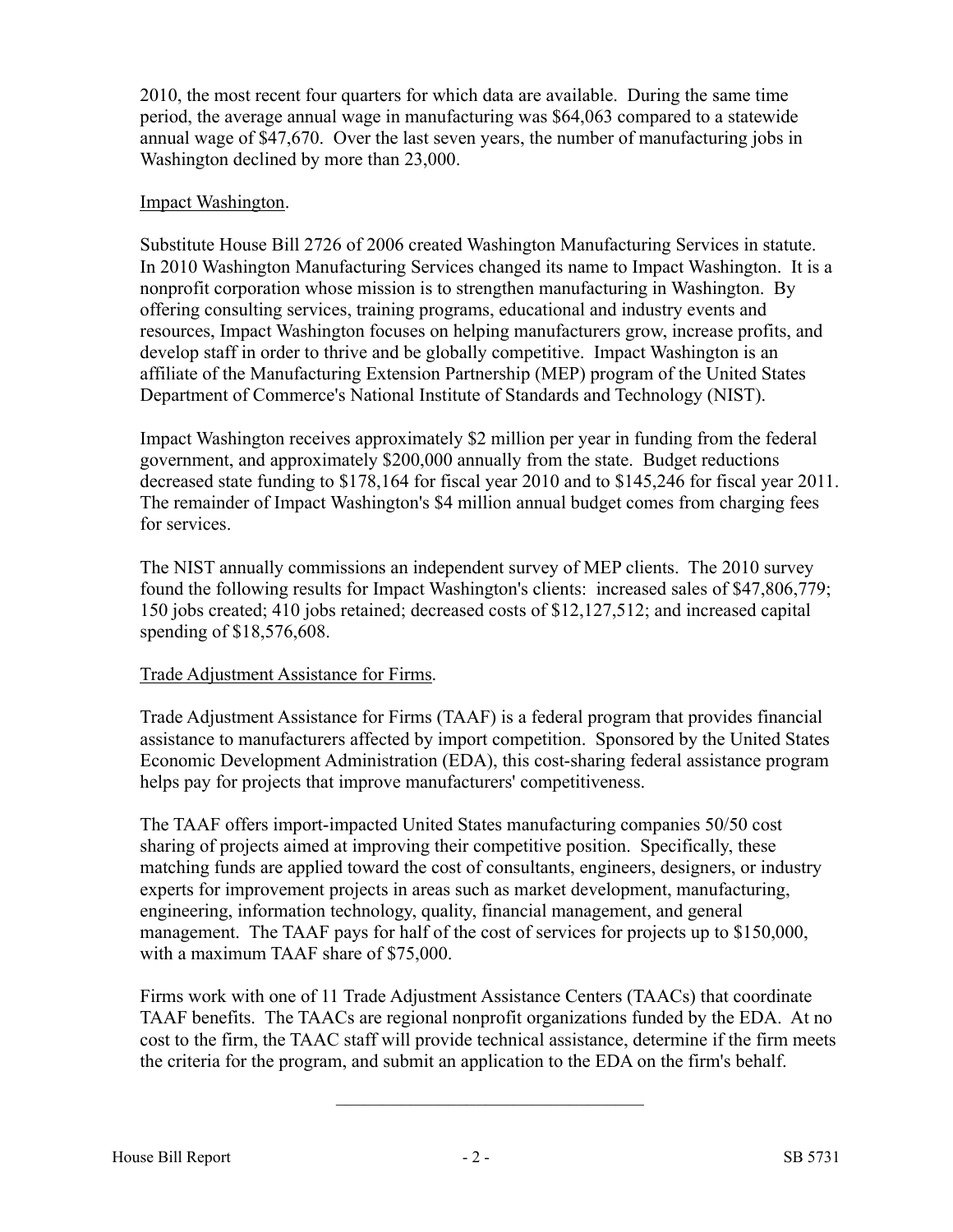2010, the most recent four quarters for which data are available. During the same time period, the average annual wage in manufacturing was $64,063 compared to a statewide annual wage of $47,670. Over the last seven years, the number of manufacturing jobs in Washington declined by more than 23,000.

Impact Washington.

Substitute House Bill 2726 of 2006 created Washington Manufacturing Services in statute. In 2010 Washington Manufacturing Services changed its name to Impact Washington. It is a nonprofit corporation whose mission is to strengthen manufacturing in Washington. By offering consulting services, training programs, educational and industry events and resources, Impact Washington focuses on helping manufacturers grow, increase profits, and develop staff in order to thrive and be globally competitive. Impact Washington is an affiliate of the Manufacturing Extension Partnership (MEP) program of the United States Department of Commerce's National Institute of Standards and Technology (NIST).

Impact Washington receives approximately $2 million per year in funding from the federal government, and approximately $200,000 annually from the state. Budget reductions decreased state funding to $178,164 for fiscal year 2010 and to $145,246 for fiscal year 2011. The remainder of Impact Washington's $4 million annual budget comes from charging fees for services.

The NIST annually commissions an independent survey of MEP clients. The 2010 survey found the following results for Impact Washington's clients: increased sales of $47,806,779; 150 jobs created; 410 jobs retained; decreased costs of $12,127,512; and increased capital spending of $18,576,608.

Trade Adjustment Assistance for Firms.

Trade Adjustment Assistance for Firms (TAAF) is a federal program that provides financial assistance to manufacturers affected by import competition. Sponsored by the United States Economic Development Administration (EDA), this cost-sharing federal assistance program helps pay for projects that improve manufacturers' competitiveness.

The TAAF offers import-impacted United States manufacturing companies 50/50 cost sharing of projects aimed at improving their competitive position. Specifically, these matching funds are applied toward the cost of consultants, engineers, designers, or industry experts for improvement projects in areas such as market development, manufacturing, engineering, information technology, quality, financial management, and general management. The TAAF pays for half of the cost of services for projects up to $150,000, with a maximum TAAF share of $75,000.

Firms work with one of 11 Trade Adjustment Assistance Centers (TAACs) that coordinate TAAF benefits. The TAACs are regional nonprofit organizations funded by the EDA. At no cost to the firm, the TAAC staff will provide technical assistance, determine if the firm meets the criteria for the program, and submit an application to the EDA on the firm's behalf.

---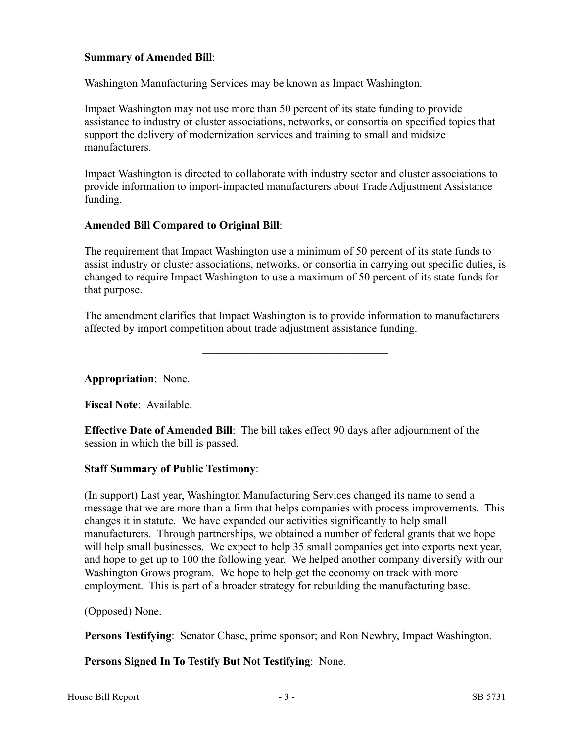**Summary of Amended Bill**:

Washington Manufacturing Services may be known as Impact Washington.

Impact Washington may not use more than 50 percent of its state funding to provide assistance to industry or cluster associations, networks, or consortia on specified topics that support the delivery of modernization services and training to small and midsize manufacturers.

Impact Washington is directed to collaborate with industry sector and cluster associations to provide information to import-impacted manufacturers about Trade Adjustment Assistance funding.

**Amended Bill Compared to Original Bill**:

The requirement that Impact Washington use a minimum of 50 percent of its state funds to assist industry or cluster associations, networks, or consortia in carrying out specific duties, is changed to require Impact Washington to use a maximum of 50 percent of its state funds for that purpose.

The amendment clarifies that Impact Washington is to provide information to manufacturers affected by import competition about trade adjustment assistance funding.

---

**Appropriation**: None.

**Fiscal Note**: Available.

**Effective Date of Amended Bill**: The bill takes effect 90 days after adjournment of the session in which the bill is passed.

**Staff Summary of Public Testimony**:

(In support) Last year, Washington Manufacturing Services changed its name to send a message that we are more than a firm that helps companies with process improvements. This changes it in statute. We have expanded our activities significantly to help small manufacturers. Through partnerships, we obtained a number of federal grants that we hope will help small businesses. We expect to help 35 small companies get into exports next year, and hope to get up to 100 the following year. We helped another company diversify with our Washington Grows program. We hope to help get the economy on track with more employment. This is part of a broader strategy for rebuilding the manufacturing base.

(Opposed) None.

**Persons Testifying**: Senator Chase, prime sponsor; and Ron Newbry, Impact Washington.

**Persons Signed In To Testify But Not Testifying**: None.